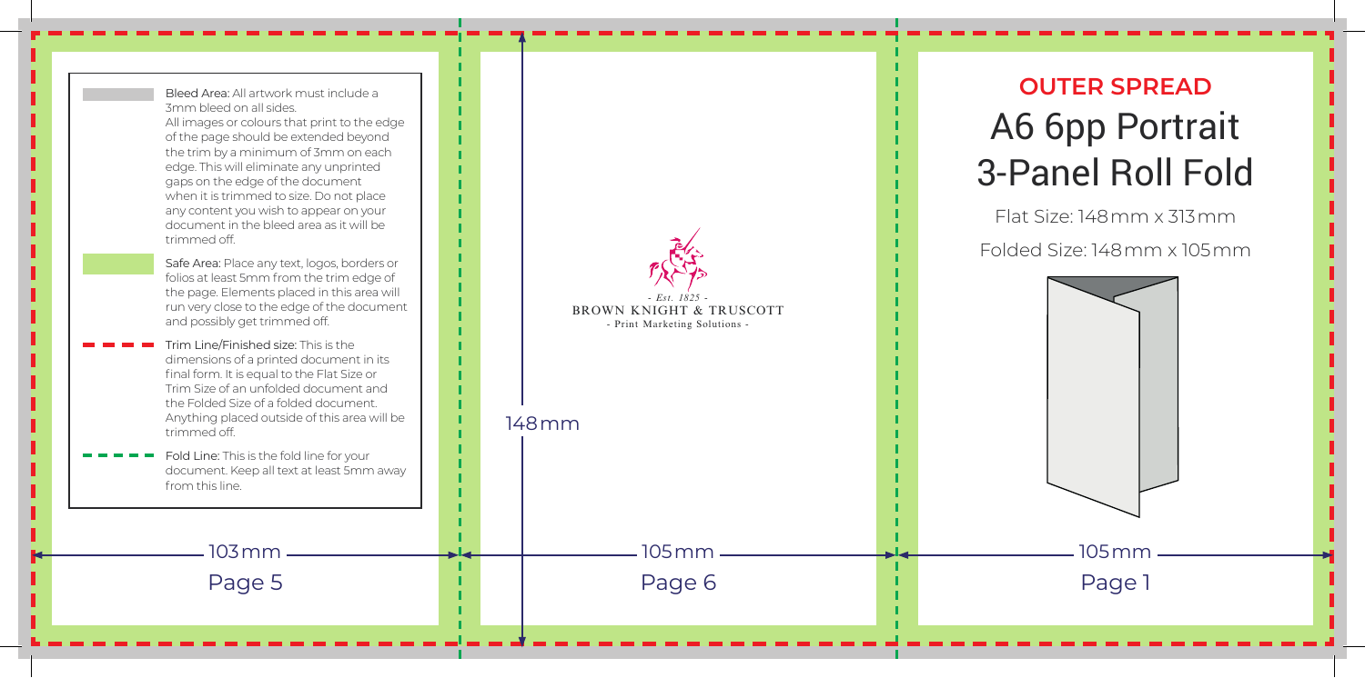- **Bleed Area:** All artwork must include a 3mm bleed on all sides. All images or colours that print to the edge of the page should be extended beyond the trim by a minimum of 3mm on each edge. This will eliminate any unprinted gaps on the edge of the document when it is trimmed to size. Do not place any content you wish to appear on your document in the bleed area as it will be trimmed off.
- **Safe Area:** Place any text, logos, borders or folios at least 5mm from the trim edge of the page. Elements placed in this area will run very close to the edge of the document and possibly get trimmed off.
- **Trim Line/Finished size:** This is the dimensions of a printed document in its final form. It is equal to the Flat Size or Trim Size of an unfolded document and the Folded Size of a folded document. Anything placed outside of this area will be trimmed off.
- **Fold Line:** This is the fold line for your document. Keep all text at least 5mm away from this line.

103mm

Page 5

- Est. 1825 -
BROWN KNIGHT & TRUSCOTT
- Print Marketing Solutions -

148mm

105mm

Page 6

## OUTER SPREAD

# A6 6pp Portrait 3-Panel Roll Fold

Flat Size: 148mm x 313mm

Folded Size: 148mm x 105mm

105mm

Page 1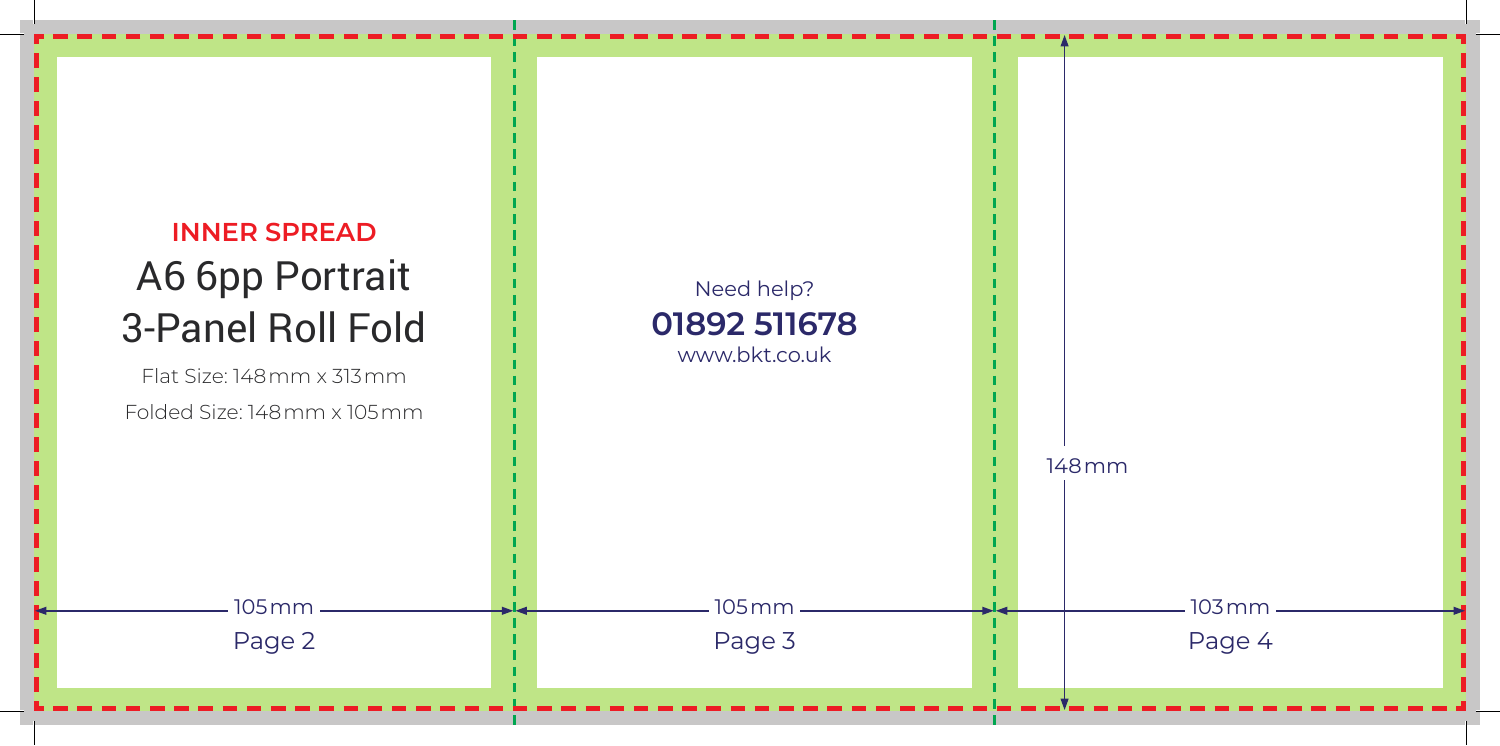**INNER SPREAD**

# A6 6pp Portrait 3-Panel Roll Fold

Flat Size: 148 mm x 313 mm

Folded Size: 148 mm x 105 mm

Need help?

**01892 511678**

www.bkt.co.uk

148 mm

105 mm

Page 2

105 mm

Page 3

103 mm

Page 4